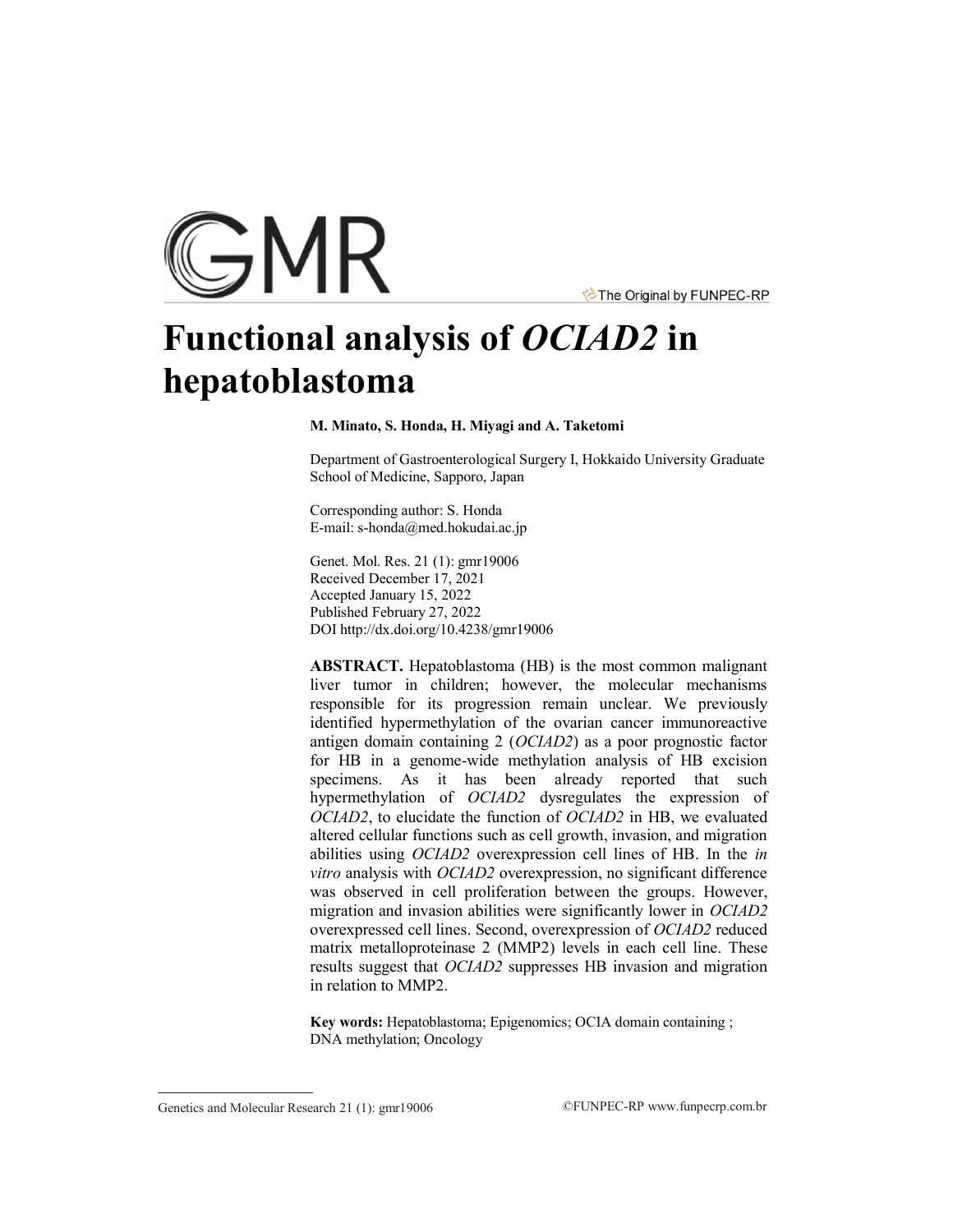GMR

The Original by FUNPEC-RP

# Functional analysis of *OCIAD2* in hepatoblastoma

**M. Minato, S. Honda, H. Miyagi and A. Taketomi**

Department of Gastroenterological Surgery I, Hokkaido University Graduate School of Medicine, Sapporo, Japan

Corresponding author: S. Honda
E-mail: s-honda@med.hokudai.ac.jp

Genet. Mol. Res. 21 (1): gmr19006
Received December 17, 2021
Accepted January 15, 2022
Published February 27, 2022
DOI http://dx.doi.org/10.4238/gmr19006

**ABSTRACT.** Hepatoblastoma (HB) is the most common malignant liver tumor in children; however, the molecular mechanisms responsible for its progression remain unclear. We previously identified hypermethylation of the ovarian cancer immunoreactive antigen domain containing 2 (*OCIAD2*) as a poor prognostic factor for HB in a genome-wide methylation analysis of HB excision specimens. As it has been already reported that such hypermethylation of *OCIAD2* dysregulates the expression of *OCIAD2*, to elucidate the function of *OCIAD2* in HB, we evaluated altered cellular functions such as cell growth, invasion, and migration abilities using *OCIAD2* overexpression cell lines of HB. In the *in vitro* analysis with *OCIAD2* overexpression, no significant difference was observed in cell proliferation between the groups. However, migration and invasion abilities were significantly lower in *OCIAD2* overexpressed cell lines. Second, overexpression of *OCIAD2* reduced matrix metalloproteinase 2 (MMP2) levels in each cell line. These results suggest that *OCIAD2* suppresses HB invasion and migration in relation to MMP2.

**Key words:** Hepatoblastoma; Epigenomics; OCIA domain containing ; DNA methylation; Oncology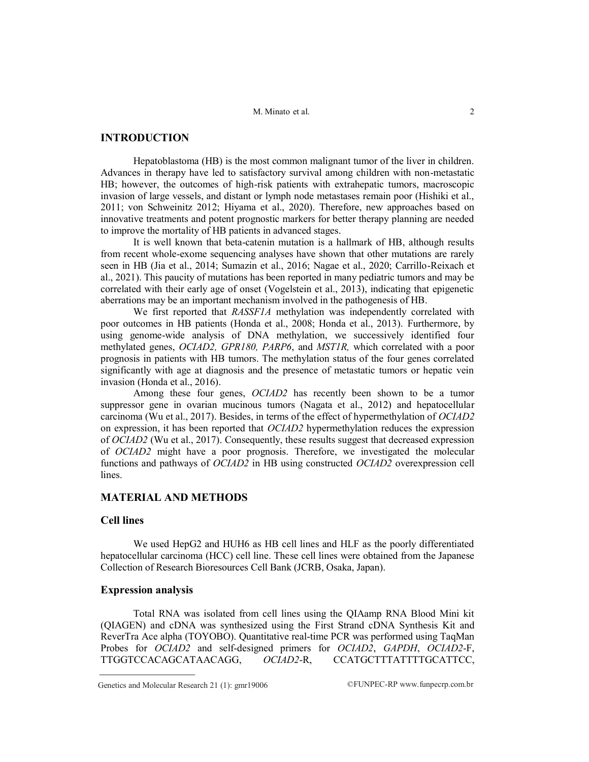## INTRODUCTION

Hepatoblastoma (HB) is the most common malignant tumor of the liver in children. Advances in therapy have led to satisfactory survival among children with non-metastatic HB; however, the outcomes of high-risk patients with extrahepatic tumors, macroscopic invasion of large vessels, and distant or lymph node metastases remain poor (Hishiki et al., 2011; von Schweinitz 2012; Hiyama et al., 2020). Therefore, new approaches based on innovative treatments and potent prognostic markers for better therapy planning are needed to improve the mortality of HB patients in advanced stages.

It is well known that beta-catenin mutation is a hallmark of HB, although results from recent whole-exome sequencing analyses have shown that other mutations are rarely seen in HB (Jia et al., 2014; Sumazin et al., 2016; Nagae et al., 2020; Carrillo-Reixach et al., 2021). This paucity of mutations has been reported in many pediatric tumors and may be correlated with their early age of onset (Vogelstein et al., 2013), indicating that epigenetic aberrations may be an important mechanism involved in the pathogenesis of HB.

We first reported that *RASSF1A* methylation was independently correlated with poor outcomes in HB patients (Honda et al., 2008; Honda et al., 2013). Furthermore, by using genome-wide analysis of DNA methylation, we successively identified four methylated genes, *OCIAD2, GPR180, PARP6*, and *MST1R,* which correlated with a poor prognosis in patients with HB tumors. The methylation status of the four genes correlated significantly with age at diagnosis and the presence of metastatic tumors or hepatic vein invasion (Honda et al., 2016).

Among these four genes, *OCIAD2* has recently been shown to be a tumor suppressor gene in ovarian mucinous tumors (Nagata et al., 2012) and hepatocellular carcinoma (Wu et al., 2017). Besides, in terms of the effect of hypermethylation of *OCIAD2* on expression, it has been reported that *OCIAD2* hypermethylation reduces the expression of *OCIAD2* (Wu et al., 2017). Consequently, these results suggest that decreased expression of *OCIAD2* might have a poor prognosis. Therefore, we investigated the molecular functions and pathways of *OCIAD2* in HB using constructed *OCIAD2* overexpression cell lines.

## MATERIAL AND METHODS

### Cell lines

We used HepG2 and HUH6 as HB cell lines and HLF as the poorly differentiated hepatocellular carcinoma (HCC) cell line. These cell lines were obtained from the Japanese Collection of Research Bioresources Cell Bank (JCRB, Osaka, Japan).

### Expression analysis

Total RNA was isolated from cell lines using the QIAamp RNA Blood Mini kit (QIAGEN) and cDNA was synthesized using the First Strand cDNA Synthesis Kit and ReverTra Ace alpha (TOYOBO). Quantitative real-time PCR was performed using TaqMan Probes for *OCIAD2* and self-designed primers for *OCIAD2*, *GAPDH*, *OCIAD2*-F, TTGGTCCACAGCATAACAGG, *OCIAD2*-R, CCATGCTTTATTTGCATTCC,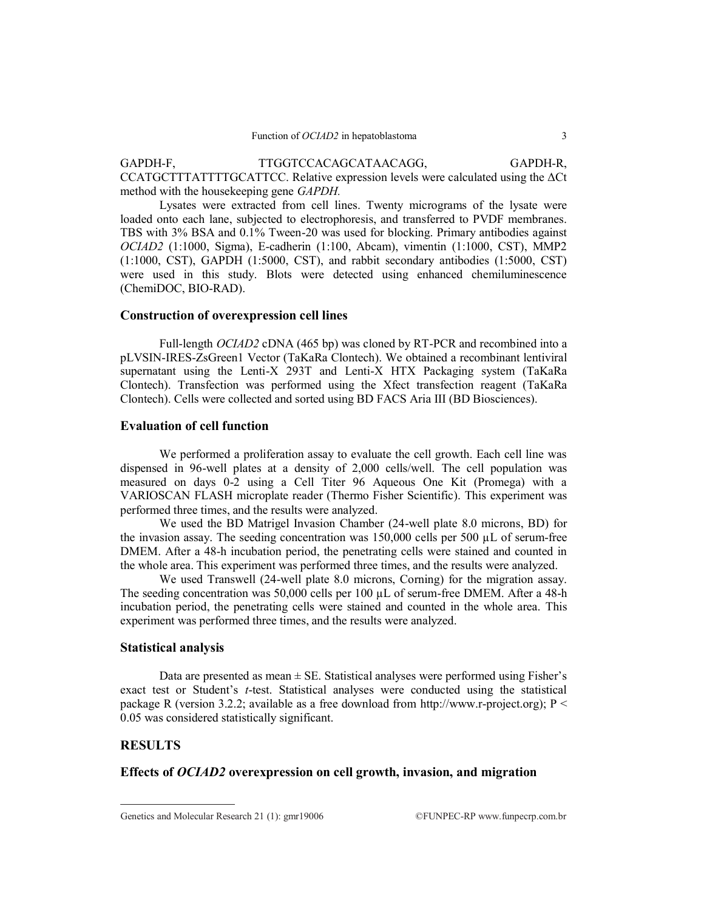GAPDH-F, TTGGTCCACAGCATAACAGG, GAPDH-R, CCATGCTTTATTTGCATTCC. Relative expression levels were calculated using the ΔCt method with the housekeeping gene *GAPDH*.

Lysates were extracted from cell lines. Twenty micrograms of the lysate were loaded onto each lane, subjected to electrophoresis, and transferred to PVDF membranes. TBS with 3% BSA and 0.1% Tween-20 was used for blocking. Primary antibodies against *OCIAD2* (1:1000, Sigma), E-cadherin (1:100, Abcam), vimentin (1:1000, CST), MMP2 (1:1000, CST), GAPDH (1:5000, CST), and rabbit secondary antibodies (1:5000, CST) were used in this study. Blots were detected using enhanced chemiluminescence (ChemiDOC, BIO-RAD).

## Construction of overexpression cell lines

Full-length *OCIAD2* cDNA (465 bp) was cloned by RT-PCR and recombined into a pLVSIN-IRES-ZsGreen1 Vector (TaKaRa Clontech). We obtained a recombinant lentiviral supernatant using the Lenti-X 293T and Lenti-X HTX Packaging system (TaKaRa Clontech). Transfection was performed using the Xfect transfection reagent (TaKaRa Clontech). Cells were collected and sorted using BD FACS Aria III (BD Biosciences).

## Evaluation of cell function

We performed a proliferation assay to evaluate the cell growth. Each cell line was dispensed in 96-well plates at a density of 2,000 cells/well. The cell population was measured on days 0-2 using a Cell Titer 96 Aqueous One Kit (Promega) with a VARIOSCAN FLASH microplate reader (Thermo Fisher Scientific). This experiment was performed three times, and the results were analyzed.

We used the BD Matrigel Invasion Chamber (24-well plate 8.0 microns, BD) for the invasion assay. The seeding concentration was 150,000 cells per 500 µL of serum-free DMEM. After a 48-h incubation period, the penetrating cells were stained and counted in the whole area. This experiment was performed three times, and the results were analyzed.

We used Transwell (24-well plate 8.0 microns, Corning) for the migration assay. The seeding concentration was 50,000 cells per 100 µL of serum-free DMEM. After a 48-h incubation period, the penetrating cells were stained and counted in the whole area. This experiment was performed three times, and the results were analyzed.

## Statistical analysis

Data are presented as mean ± SE. Statistical analyses were performed using Fisher's exact test or Student's *t*-test. Statistical analyses were conducted using the statistical package R (version 3.2.2; available as a free download from http://www.r-project.org); $P < 0.05$ was considered statistically significant.

# RESULTS

## Effects of *OCIAD2* overexpression on cell growth, invasion, and migration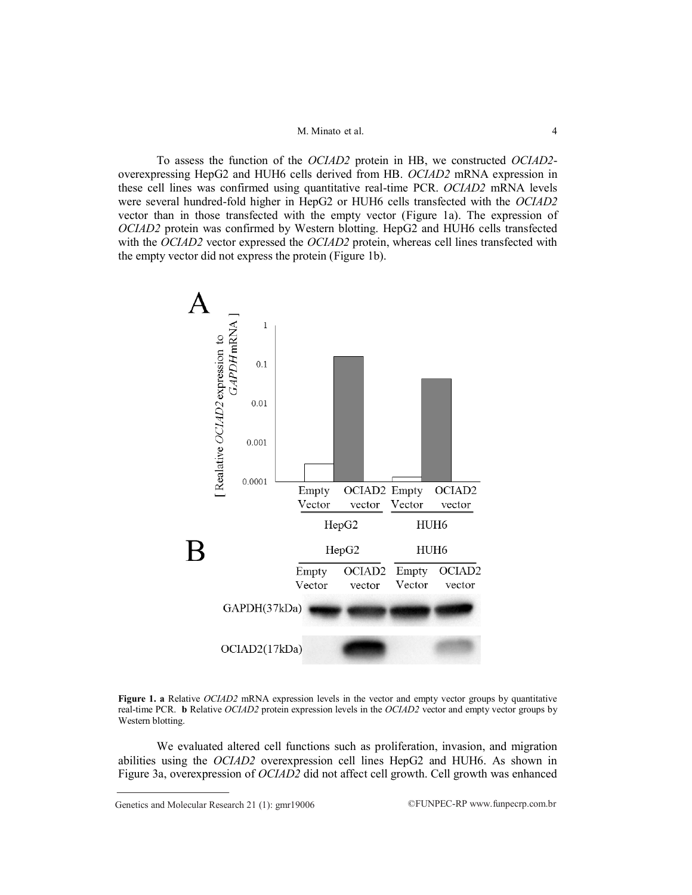To assess the function of the *OCIAD2* protein in HB, we constructed *OCIAD2*-overexpressing HepG2 and HUH6 cells derived from HB. *OCIAD2* mRNA expression in these cell lines was confirmed using quantitative real-time PCR. *OCIAD2* mRNA levels were several hundred-fold higher in HepG2 or HUH6 cells transfected with the *OCIAD2* vector than in those transfected with the empty vector (Figure 1a). The expression of *OCIAD2* protein was confirmed by Western blotting. HepG2 and HUH6 cells transfected with the *OCIAD2* vector expressed the *OCIAD2* protein, whereas cell lines transfected with the empty vector did not express the protein (Figure 1b).

**Figure 1. a** Relative *OCIAD2* mRNA expression levels in the vector and empty vector groups by quantitative real-time PCR. **b** Relative *OCIAD2* protein expression levels in the *OCIAD2* vector and empty vector groups by Western blotting.

We evaluated altered cell functions such as proliferation, invasion, and migration abilities using the *OCIAD2* overexpression cell lines HepG2 and HUH6. As shown in Figure 3a, overexpression of *OCIAD2* did not affect cell growth. Cell growth was enhanced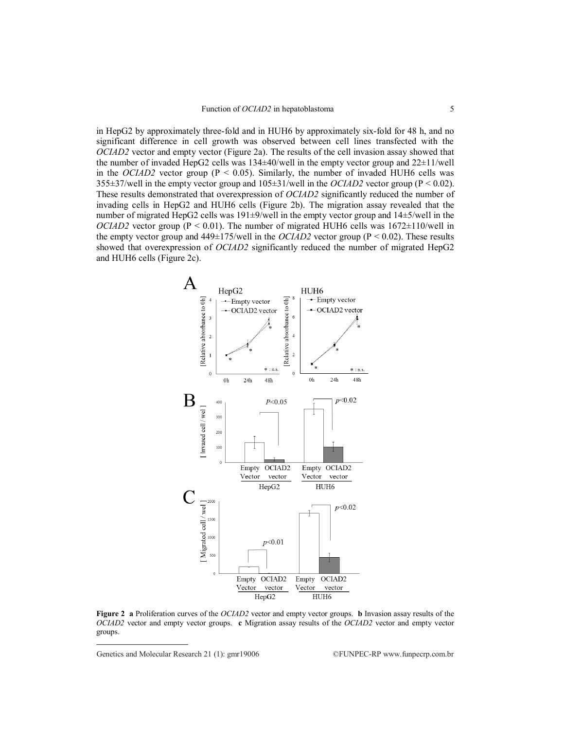in HepG2 by approximately three-fold and in HUH6 by approximately six-fold for 48 h, and no significant difference in cell growth was observed between cell lines transfected with the *OCIAD2* vector and empty vector (Figure 2a). The results of the cell invasion assay showed that the number of invaded HepG2 cells was 134±40/well in the empty vector group and 22±11/well in the *OCIAD2* vector group ($P < 0.05$). Similarly, the number of invaded HUH6 cells was 355±37/well in the empty vector group and 105±31/well in the *OCIAD2* vector group ($P < 0.02$). These results demonstrated that overexpression of *OCIAD2* significantly reduced the number of invading cells in HepG2 and HUH6 cells (Figure 2b). The migration assay revealed that the number of migrated HepG2 cells was 191±9/well in the empty vector group and 14±5/well in the *OCIAD2* vector group ($P < 0.01$). The number of migrated HUH6 cells was 1672±110/well in the empty vector group and 449±175/well in the *OCIAD2* vector group ($P < 0.02$). These results showed that overexpression of *OCIAD2* significantly reduced the number of migrated HepG2 and HUH6 cells (Figure 2c).

**Figure 2** **a** Proliferation curves of the *OCIAD2* vector and empty vector groups. **b** Invasion assay results of the *OCIAD2* vector and empty vector groups. **c** Migration assay results of the *OCIAD2* vector and empty vector groups.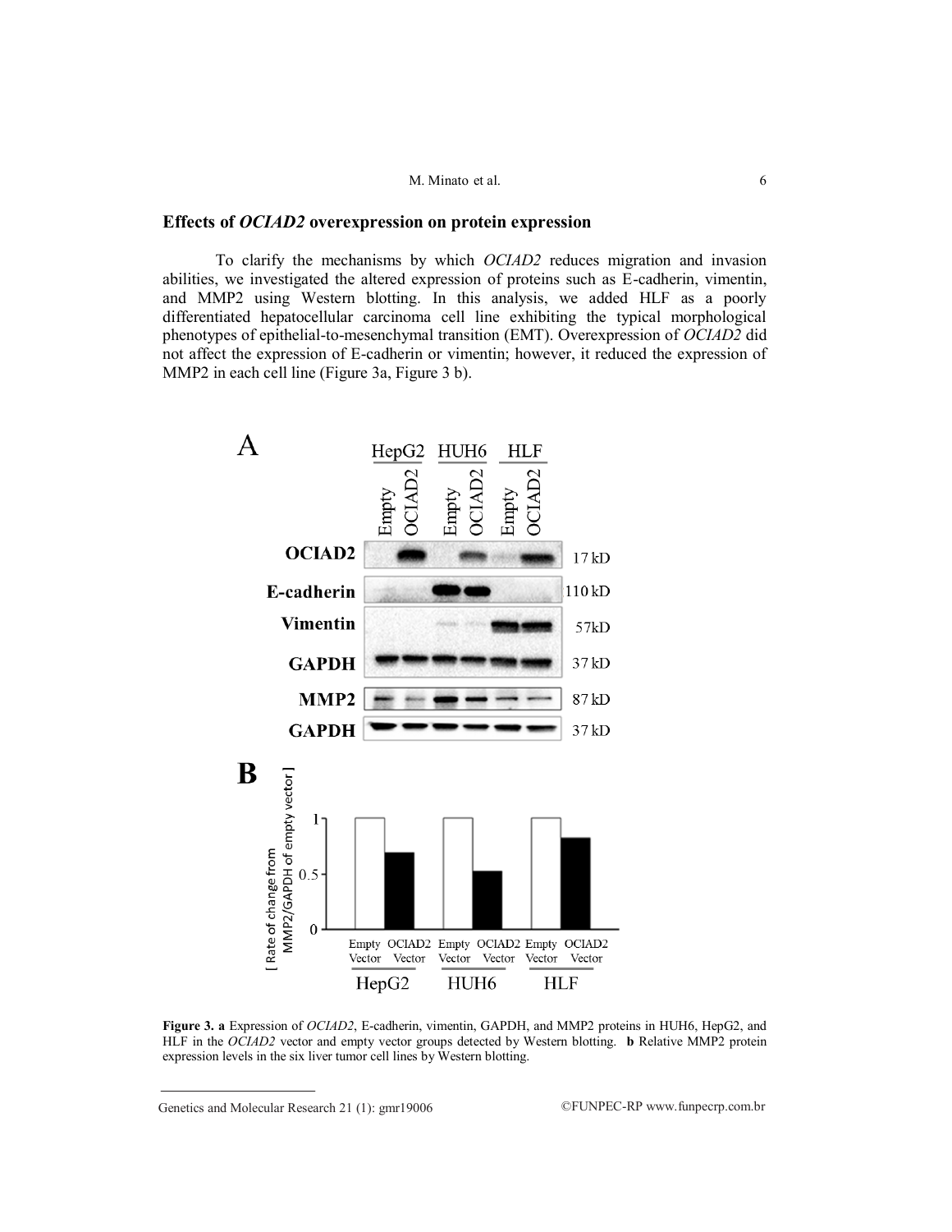## Effects of *OCIAD2* overexpression on protein expression

To clarify the mechanisms by which *OCIAD2* reduces migration and invasion abilities, we investigated the altered expression of proteins such as E-cadherin, vimentin, and MMP2 using Western blotting. In this analysis, we added HLF as a poorly differentiated hepatocellular carcinoma cell line exhibiting the typical morphological phenotypes of epithelial-to-mesenchymal transition (EMT). Overexpression of *OCIAD2* did not affect the expression of E-cadherin or vimentin; however, it reduced the expression of MMP2 in each cell line (Figure 3a, Figure 3 b).

**Figure 3. a** Expression of *OCIAD2*, E-cadherin, vimentin, GAPDH, and MMP2 proteins in HUH6, HepG2, and HLF in the *OCIAD2* vector and empty vector groups detected by Western blotting. **b** Relative MMP2 protein expression levels in the six liver tumor cell lines by Western blotting.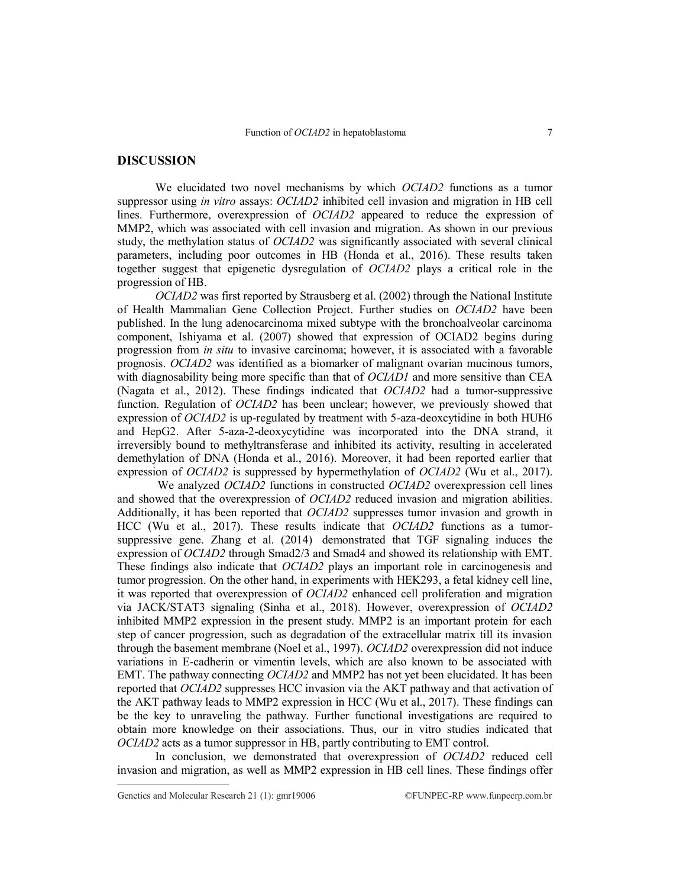## DISCUSSION

We elucidated two novel mechanisms by which *OCIAD2* functions as a tumor suppressor using *in vitro* assays: *OCIAD2* inhibited cell invasion and migration in HB cell lines. Furthermore, overexpression of *OCIAD2* appeared to reduce the expression of MMP2, which was associated with cell invasion and migration. As shown in our previous study, the methylation status of *OCIAD2* was significantly associated with several clinical parameters, including poor outcomes in HB (Honda et al., 2016). These results taken together suggest that epigenetic dysregulation of *OCIAD2* plays a critical role in the progression of HB.

*OCIAD2* was first reported by Strausberg et al. (2002) through the National Institute of Health Mammalian Gene Collection Project. Further studies on *OCIAD2* have been published. In the lung adenocarcinoma mixed subtype with the bronchoalveolar carcinoma component, Ishiyama et al. (2007) showed that expression of OCIAD2 begins during progression from *in situ* to invasive carcinoma; however, it is associated with a favorable prognosis. *OCIAD2* was identified as a biomarker of malignant ovarian mucinous tumors, with diagnosability being more specific than that of *OCIAD1* and more sensitive than CEA (Nagata et al., 2012). These findings indicated that *OCIAD2* had a tumor-suppressive function. Regulation of *OCIAD2* has been unclear; however, we previously showed that expression of *OCIAD2* is up-regulated by treatment with 5-aza-deoxcytidine in both HUH6 and HepG2. After 5-aza-2-deoxycytidine was incorporated into the DNA strand, it irreversibly bound to methyltransferase and inhibited its activity, resulting in accelerated demethylation of DNA (Honda et al., 2016). Moreover, it had been reported earlier that expression of *OCIAD2* is suppressed by hypermethylation of *OCIAD2* (Wu et al., 2017).

We analyzed *OCIAD2* functions in constructed *OCIAD2* overexpression cell lines and showed that the overexpression of *OCIAD2* reduced invasion and migration abilities. Additionally, it has been reported that *OCIAD2* suppresses tumor invasion and growth in HCC (Wu et al., 2017). These results indicate that *OCIAD2* functions as a tumor-suppressive gene. Zhang et al. (2014) demonstrated that TGF signaling induces the expression of *OCIAD2* through Smad2/3 and Smad4 and showed its relationship with EMT. These findings also indicate that *OCIAD2* plays an important role in carcinogenesis and tumor progression. On the other hand, in experiments with HEK293, a fetal kidney cell line, it was reported that overexpression of *OCIAD2* enhanced cell proliferation and migration via JACK/STAT3 signaling (Sinha et al., 2018). However, overexpression of *OCIAD2* inhibited MMP2 expression in the present study. MMP2 is an important protein for each step of cancer progression, such as degradation of the extracellular matrix till its invasion through the basement membrane (Noel et al., 1997). *OCIAD2* overexpression did not induce variations in E-cadherin or vimentin levels, which are also known to be associated with EMT. The pathway connecting *OCIAD2* and MMP2 has not yet been elucidated. It has been reported that *OCIAD2* suppresses HCC invasion via the AKT pathway and that activation of the AKT pathway leads to MMP2 expression in HCC (Wu et al., 2017). These findings can be the key to unraveling the pathway. Further functional investigations are required to obtain more knowledge on their associations. Thus, our in vitro studies indicated that *OCIAD2* acts as a tumor suppressor in HB, partly contributing to EMT control.

In conclusion, we demonstrated that overexpression of *OCIAD2* reduced cell invasion and migration, as well as MMP2 expression in HB cell lines. These findings offer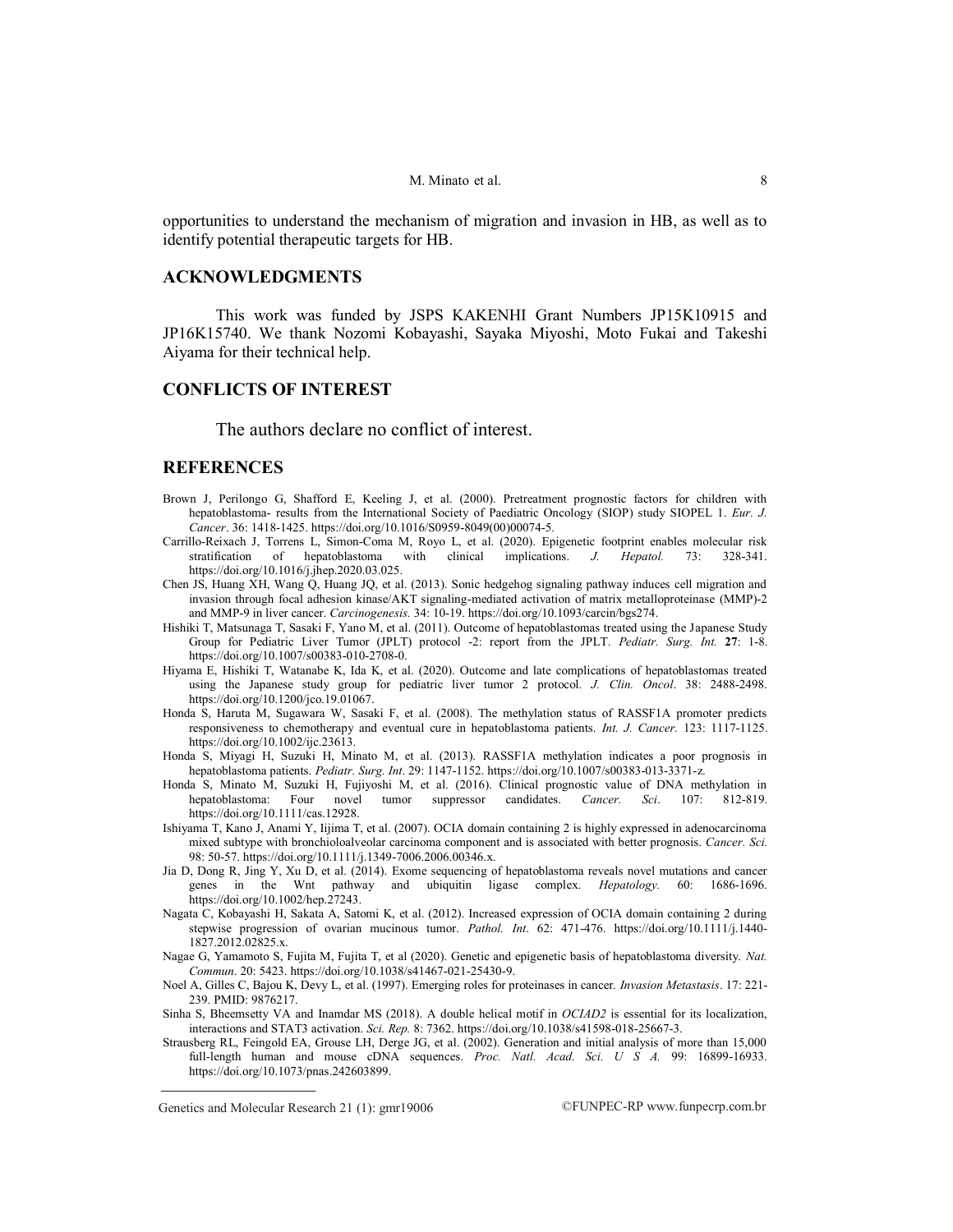opportunities to understand the mechanism of migration and invasion in HB, as well as to identify potential therapeutic targets for HB.

## ACKNOWLEDGMENTS

This work was funded by JSPS KAKENHI Grant Numbers JP15K10915 and JP16K15740. We thank Nozomi Kobayashi, Sayaka Miyoshi, Moto Fukai and Takeshi Aiyama for their technical help.

## CONFLICTS OF INTEREST

The authors declare no conflict of interest.

## REFERENCES

Brown J, Perilongo G, Shafford E, Keeling J, et al. (2000). Pretreatment prognostic factors for children with hepatoblastoma- results from the International Society of Paediatric Oncology (SIOP) study SIOPEL 1. *Eur. J. Cancer*. 36: 1418-1425. https://doi.org/10.1016/S0959-8049(00)00074-5.

Carrillo-Reixach J, Torrens L, Simon-Coma M, Royo L, et al. (2020). Epigenetic footprint enables molecular risk stratification of hepatoblastoma with clinical implications. *J. Hepatol.* 73: 328-341. https://doi.org/10.1016/j.jhep.2020.03.025.

Chen JS, Huang XH, Wang Q, Huang JQ, et al. (2013). Sonic hedgehog signaling pathway induces cell migration and invasion through focal adhesion kinase/AKT signaling-mediated activation of matrix metalloproteinase (MMP)-2 and MMP-9 in liver cancer. *Carcinogenesis.* 34: 10-19. https://doi.org/10.1093/carcin/bgs274.

Hishiki T, Matsunaga T, Sasaki F, Yano M, et al. (2011). Outcome of hepatoblastomas treated using the Japanese Study Group for Pediatric Liver Tumor (JPLT) protocol -2: report from the JPLT. *Pediatr. Surg. Int.* **27**: 1-8. https://doi.org/10.1007/s00383-010-2708-0.

Hiyama E, Hishiki T, Watanabe K, Ida K, et al. (2020). Outcome and late complications of hepatoblastomas treated using the Japanese study group for pediatric liver tumor 2 protocol. *J. Clin. Oncol*. 38: 2488-2498. https://doi.org/10.1200/jco.19.01067.

Honda S, Haruta M, Sugawara W, Sasaki F, et al. (2008). The methylation status of RASSF1A promoter predicts responsiveness to chemotherapy and eventual cure in hepatoblastoma patients. *Int. J. Cancer.* 123: 1117-1125. https://doi.org/10.1002/ijc.23613.

Honda S, Miyagi H, Suzuki H, Minato M, et al. (2013). RASSF1A methylation indicates a poor prognosis in hepatoblastoma patients. *Pediatr. Surg. Int*. 29: 1147-1152. https://doi.org/10.1007/s00383-013-3371-z.

Honda S, Minato M, Suzuki H, Fujiyoshi M, et al. (2016). Clinical prognostic value of DNA methylation in hepatoblastoma: Four novel tumor suppressor candidates. *Cancer. Sci*. 107: 812-819. https://doi.org/10.1111/cas.12928.

Ishiyama T, Kano J, Anami Y, Iijima T, et al. (2007). OCIA domain containing 2 is highly expressed in adenocarcinoma mixed subtype with bronchioloalveolar carcinoma component and is associated with better prognosis. *Cancer. Sci.* 98: 50-57. https://doi.org/10.1111/j.1349-7006.2006.00346.x.

Jia D, Dong R, Jing Y, Xu D, et al. (2014). Exome sequencing of hepatoblastoma reveals novel mutations and cancer genes in the Wnt pathway and ubiquitin ligase complex. *Hepatology.* 60: 1686-1696. https://doi.org/10.1002/hep.27243.

Nagata C, Kobayashi H, Sakata A, Satomi K, et al. (2012). Increased expression of OCIA domain containing 2 during stepwise progression of ovarian mucinous tumor. *Pathol. Int*. 62: 471-476. https://doi.org/10.1111/j.1440-1827.2012.02825.x.

Nagae G, Yamamoto S, Fujita M, Fujita T, et al (2020). Genetic and epigenetic basis of hepatoblastoma diversity. *Nat. Commun*. 20: 5423. https://doi.org/10.1038/s41467-021-25430-9.

Noel A, Gilles C, Bajou K, Devy L, et al. (1997). Emerging roles for proteinases in cancer. *Invasion Metastasis*. 17: 221-239. PMID: 9876217.

Sinha S, Bheemsetty VA and Inamdar MS (2018). A double helical motif in *OCIAD2* is essential for its localization, interactions and STAT3 activation. *Sci. Rep.* 8: 7362. https://doi.org/10.1038/s41598-018-25667-3.

Strausberg RL, Feingold EA, Grouse LH, Derge JG, et al. (2002). Generation and initial analysis of more than 15,000 full-length human and mouse cDNA sequences. *Proc. Natl. Acad. Sci. U S A.* 99: 16899-16933. https://doi.org/10.1073/pnas.242603899.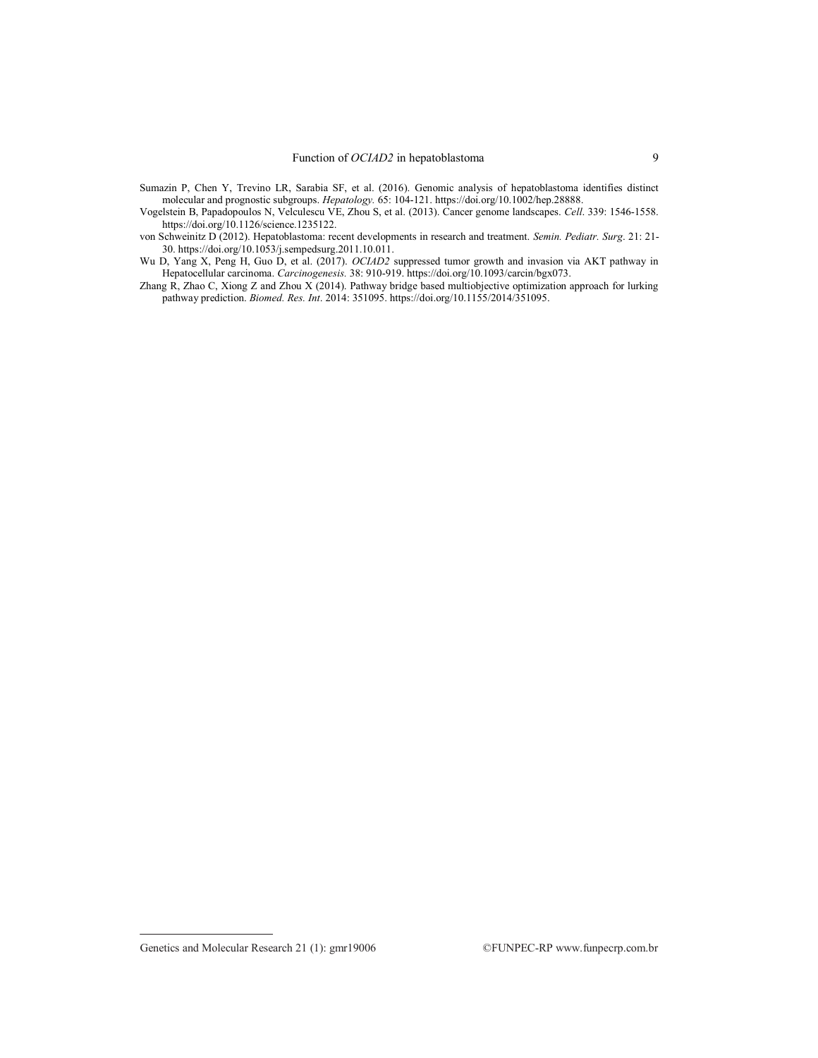Sumazin P, Chen Y, Trevino LR, Sarabia SF, et al. (2016). Genomic analysis of hepatoblastoma identifies distinct molecular and prognostic subgroups. *Hepatology.* 65: 104-121. https://doi.org/10.1002/hep.28888.

Vogelstein B, Papadopoulos N, Velculescu VE, Zhou S, et al. (2013). Cancer genome landscapes. *Cell*. 339: 1546-1558. https://doi.org/10.1126/science.1235122.

von Schweinitz D (2012). Hepatoblastoma: recent developments in research and treatment. *Semin. Pediatr. Surg*. 21: 21-30. https://doi.org/10.1053/j.sempedsurg.2011.10.011.

Wu D, Yang X, Peng H, Guo D, et al. (2017). *OCIAD2* suppressed tumor growth and invasion via AKT pathway in Hepatocellular carcinoma. *Carcinogenesis.* 38: 910-919. https://doi.org/10.1093/carcin/bgx073.

Zhang R, Zhao C, Xiong Z and Zhou X (2014). Pathway bridge based multiobjective optimization approach for lurking pathway prediction. *Biomed. Res. Int*. 2014: 351095. https://doi.org/10.1155/2014/351095.